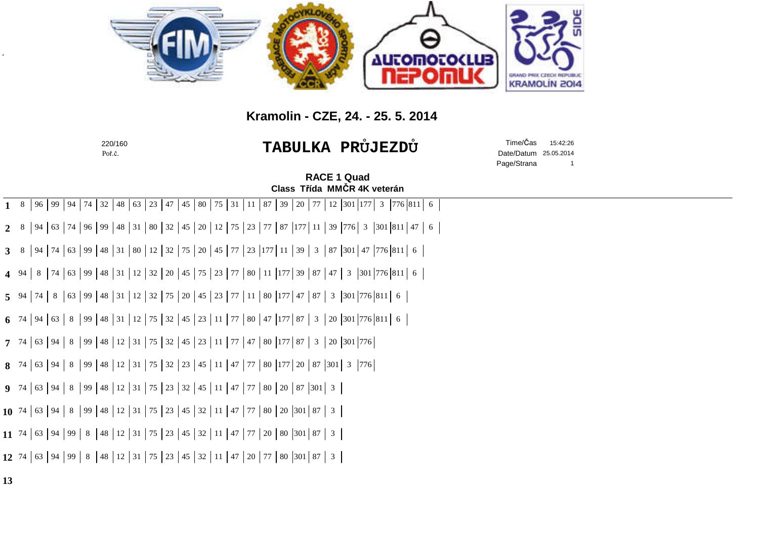Kramolin - CZE, 24. - 25. 5. 2014

220/160
Poř.č.

# TABULKA PRŮJEZDŮ

Time/Čas 15:42:26
Date/Datum 25.05.2014
Page/Strana 1

## RACE 1 Quad
### Class Třída MMČR 4K veterán

| Lap | | | | | | | | | | | | | | | | | | | | | | | | |
|---|---|---|---|---|---|---|---|---|---|---|---|---|---|---|---|---|---|---|---|---|---|---|---|---|
| **1** | 8 | 96 | 99 | 94 | 74 | 32 | 48 | 63 | 23 | 47 | 45 | 80 | 75 | 31 | 11 | 87 | 39 | 20 | 77 | 12 | 301 | 177 | 3 | 776 | 811 | 6 |
| **2** | 8 | 94 | 63 | 74 | 96 | 99 | 48 | 31 | 80 | 32 | 45 | 20 | 12 | 75 | 23 | 77 | 87 | 177 | 11 | 39 | 776 | 3 | 301 | 811 | 47 | 6 |
| **3** | 8 | 94 | 74 | 63 | 99 | 48 | 31 | 80 | 12 | 32 | 75 | 20 | 45 | 77 | 23 | 177 | 11 | 39 | 3 | 87 | 301 | 47 | 776 | 811 | 6 |
| **4** | 94 | 8 | 74 | 63 | 99 | 48 | 31 | 12 | 32 | 20 | 45 | 75 | 23 | 77 | 80 | 11 | 177 | 39 | 87 | 47 | 3 | 301 | 776 | 811 | 6 |
| **5** | 94 | 74 | 8 | 63 | 99 | 48 | 31 | 12 | 32 | 75 | 20 | 45 | 23 | 77 | 11 | 80 | 177 | 47 | 87 | 3 | 301 | 776 | 811 | 6 |
| **6** | 74 | 94 | 63 | 8 | 99 | 48 | 31 | 12 | 75 | 32 | 45 | 23 | 11 | 77 | 80 | 47 | 177 | 87 | 3 | 20 | 301 | 776 | 811 | 6 |
| **7** | 74 | 63 | 94 | 8 | 99 | 48 | 12 | 31 | 75 | 32 | 45 | 23 | 11 | 77 | 47 | 80 | 177 | 87 | 3 | 20 | 301 | 776 |
| **8** | 74 | 63 | 94 | 8 | 99 | 48 | 12 | 31 | 75 | 32 | 23 | 45 | 11 | 47 | 77 | 80 | 177 | 20 | 87 | 301 | 3 | 776 |
| **9** | 74 | 63 | 94 | 8 | 99 | 48 | 12 | 31 | 75 | 23 | 32 | 45 | 11 | 47 | 77 | 80 | 20 | 87 | 301 | 3 |
| **10** | 74 | 63 | 94 | 8 | 99 | 48 | 12 | 31 | 75 | 23 | 45 | 32 | 11 | 47 | 77 | 80 | 20 | 301 | 87 | 3 |
| **11** | 74 | 63 | 94 | 99 | 8 | 48 | 12 | 31 | 75 | 23 | 45 | 32 | 11 | 47 | 77 | 20 | 80 | 301 | 87 | 3 |
| **12** | 74 | 63 | 94 | 99 | 8 | 48 | 12 | 31 | 75 | 23 | 45 | 32 | 11 | 47 | 20 | 77 | 80 | 301 | 87 | 3 |
| **13** | | | | | | | | | | | | | | | | | | | | | | | | |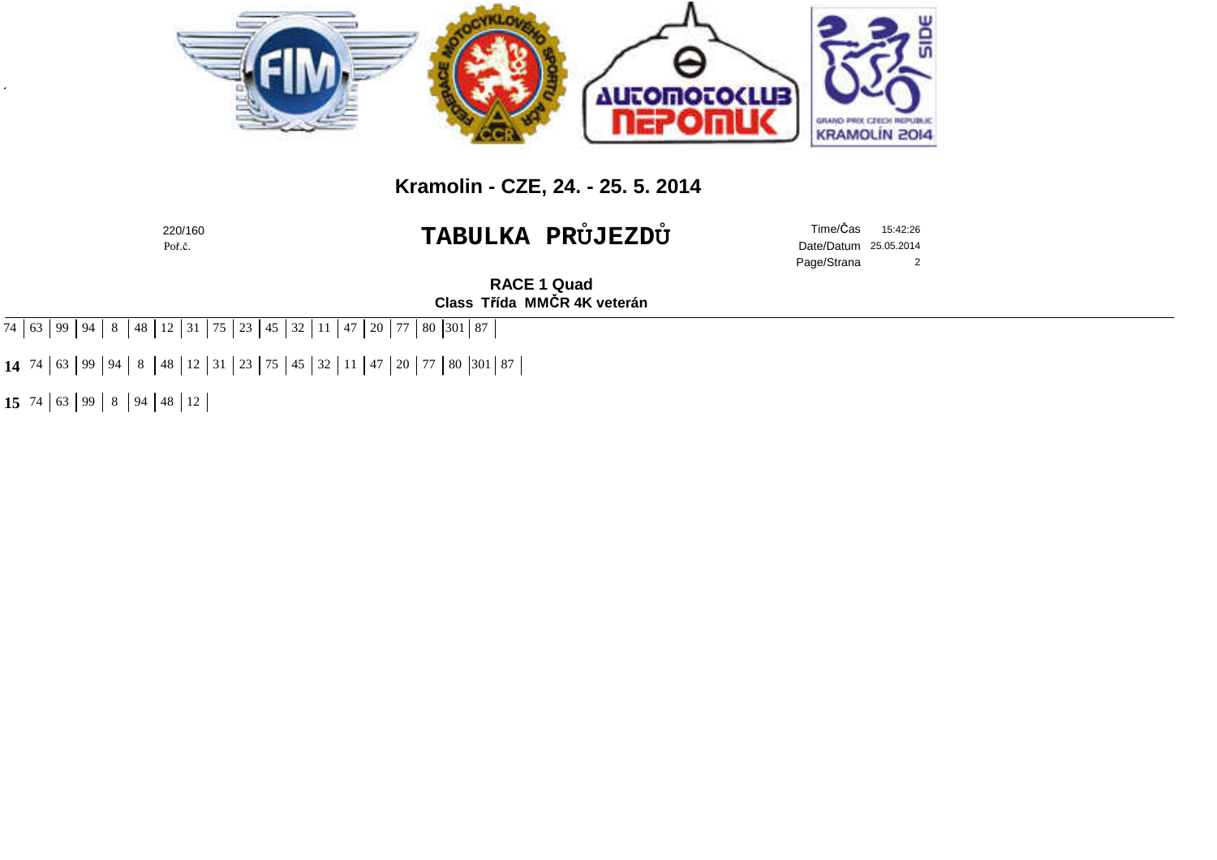# Kramolin - CZE, 24. - 25. 5. 2014

220/160
Poř.č.

## TABULKA PRŮJEZDŮ

Time/Čas 15:42:26
Date/Datum 25.05.2014

### RACE 1 Quad

**Class Třída MMČR 4K veterán**

| | | | | | | | | | | | | | | | | | | | |
|---|---|---|---|---|---|---|---|---|---|---|---|---|---|---|---|---|---|---|---|
| | 74 | 63 | 99 | 94 | 8 | 48 | 12 | 31 | 75 | 23 | 45 | 32 | 11 | 47 | 20 | 77 | 80 | 301 | 87 |
| **14** | 74 | 63 | 99 | 94 | 8 | 48 | 12 | 31 | 23 | 75 | 45 | 32 | 11 | 47 | 20 | 77 | 80 | 301 | 87 |
| **15** | 74 | 63 | 99 | 8 | 94 | 48 | 12 | | | | | | | | | | | | |